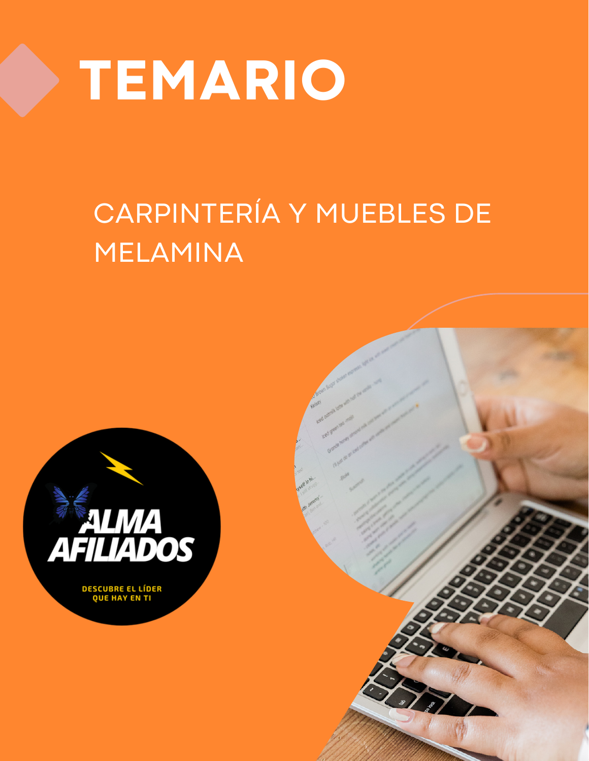# TEMARIO

## CARPINTERÍA Y MUEBLES DE MELAMINA

ALMA AFILIADOS

DESCUBRE EL LÍDER QUE HAY EN TI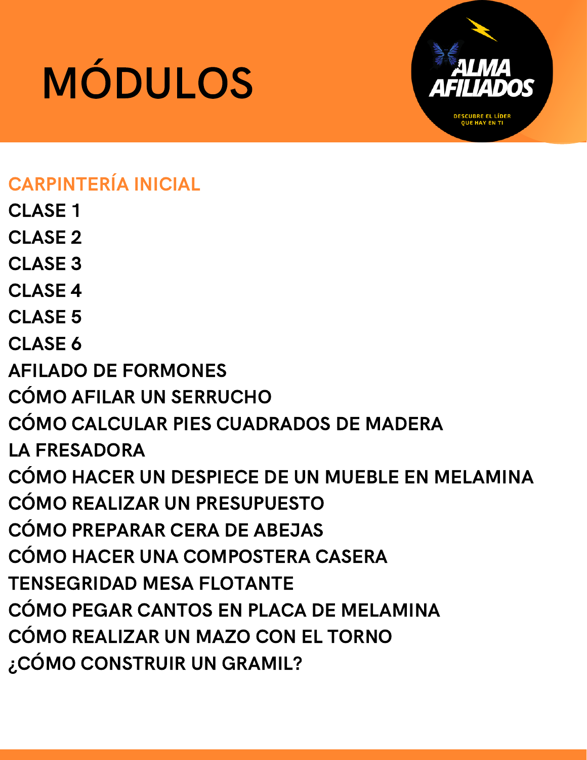# MÓDULOS

ALMA AFILIADOS

DESCUBRE EL LÍDER QUE HAY EN TI

## CARPINTERÍA INICIAL

**CLASE 1**

**CLASE 2**

**CLASE 3**

**CLASE 4**

**CLASE 5**

**CLASE 6**

**AFILADO DE FORMONES**

**CÓMO AFILAR UN SERRUCHO**

**CÓMO CALCULAR PIES CUADRADOS DE MADERA**

**LA FRESADORA**

**CÓMO HACER UN DESPIECE DE UN MUEBLE EN MELAMINA**

**CÓMO REALIZAR UN PRESUPUESTO**

**CÓMO PREPARAR CERA DE ABEJAS**

**CÓMO HACER UNA COMPOSTERA CASERA**

**TENSEGRIDAD MESA FLOTANTE**

**CÓMO PEGAR CANTOS EN PLACA DE MELAMINA**

**CÓMO REALIZAR UN MAZO CON EL TORNO**

**¿CÓMO CONSTRUIR UN GRAMIL?**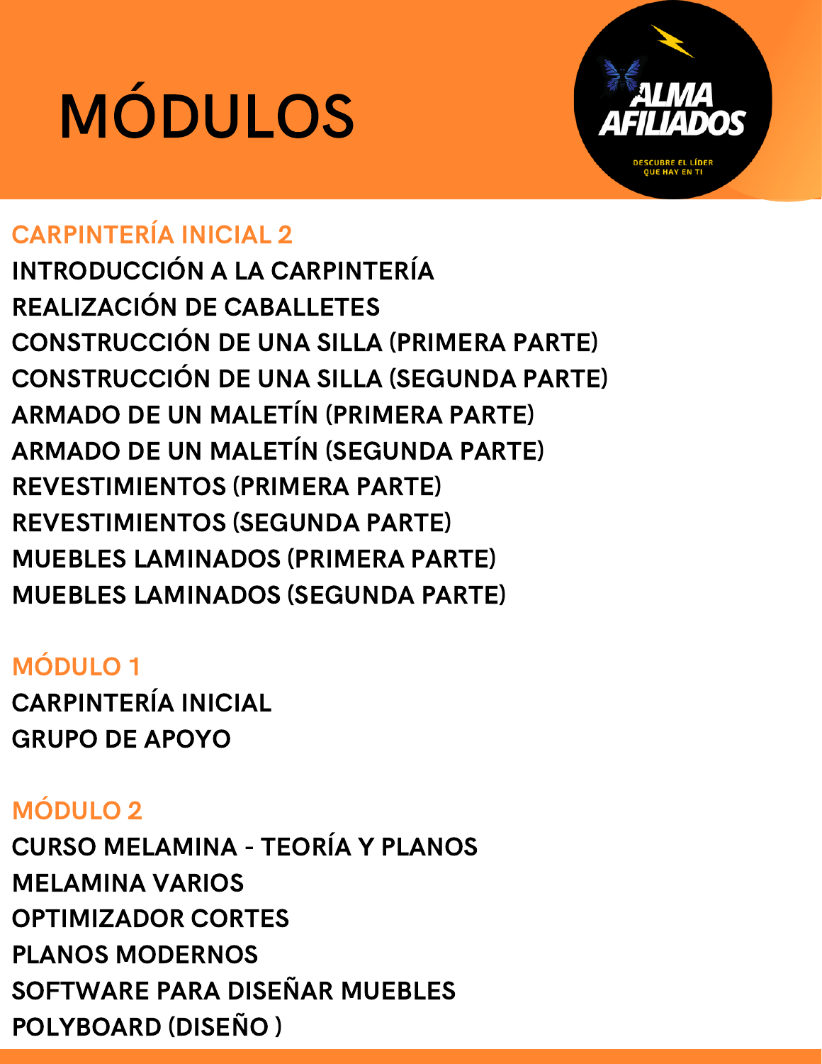# MÓDULOS

ALMA AFILIADOS

DESCUBRE EL LÍDER QUE HAY EN TI

## CARPINTERÍA INICIAL 2

INTRODUCCIÓN A LA CARPINTERÍA
REALIZACIÓN DE CABALLETES
CONSTRUCCIÓN DE UNA SILLA (PRIMERA PARTE)
CONSTRUCCIÓN DE UNA SILLA (SEGUNDA PARTE)
ARMADO DE UN MALETÍN (PRIMERA PARTE)
ARMADO DE UN MALETÍN (SEGUNDA PARTE)
REVESTIMIENTOS (PRIMERA PARTE)
REVESTIMIENTOS (SEGUNDA PARTE)
MUEBLES LAMINADOS (PRIMERA PARTE)
MUEBLES LAMINADOS (SEGUNDA PARTE)

## MÓDULO 1

CARPINTERÍA INICIAL
GRUPO DE APOYO

## MÓDULO 2

CURSO MELAMINA - TEORÍA Y PLANOS
MELAMINA VARIOS
OPTIMIZADOR CORTES
PLANOS MODERNOS
SOFTWARE PARA DISEÑAR MUEBLES
POLYBOARD (DISEÑO )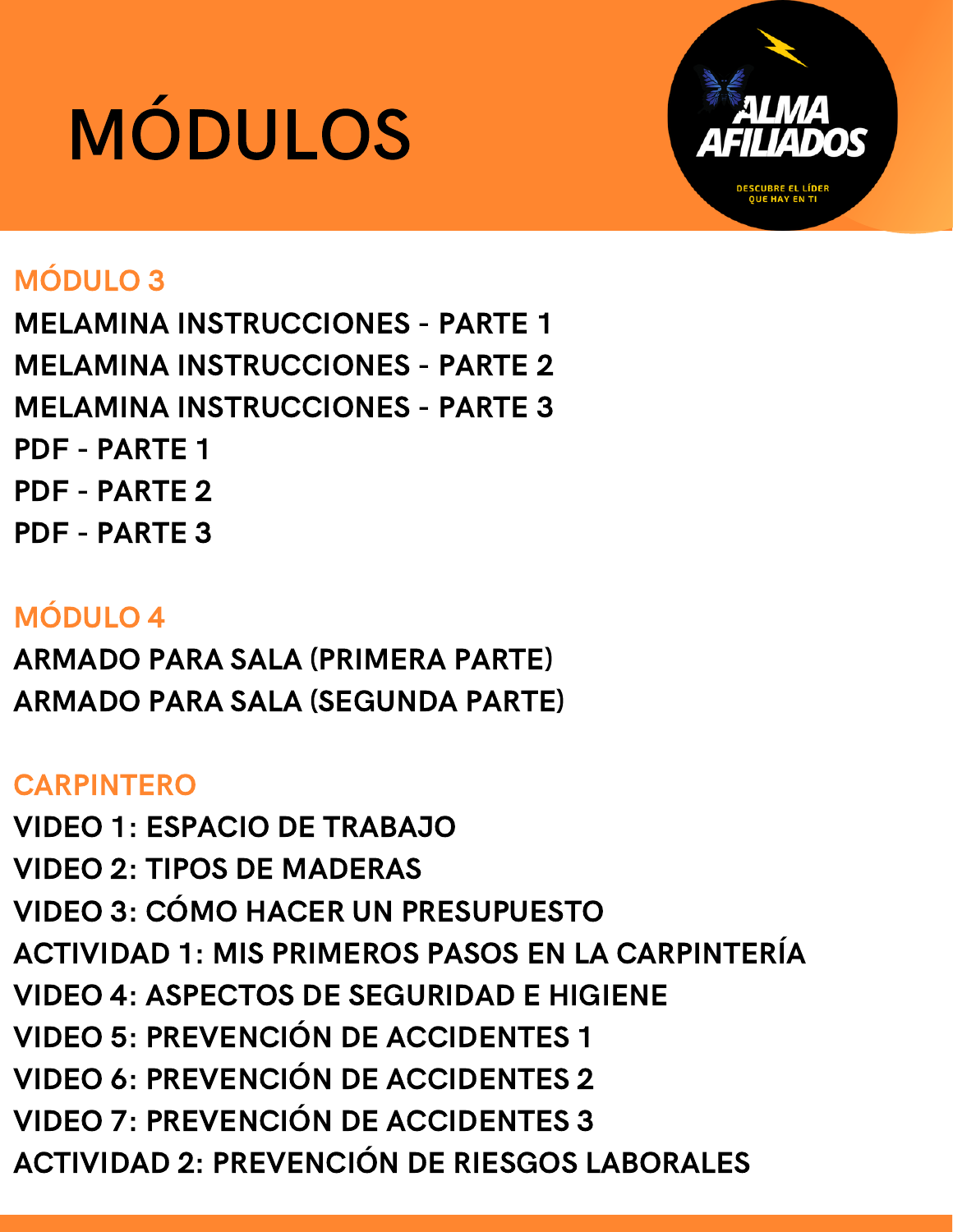# MÓDULOS

ALMA AFILIADOS

DESCUBRE EL LÍDER QUE HAY EN TI

## MÓDULO 3

MELAMINA INSTRUCCIONES - PARTE 1
MELAMINA INSTRUCCIONES - PARTE 2
MELAMINA INSTRUCCIONES - PARTE 3
PDF - PARTE 1
PDF - PARTE 2
PDF - PARTE 3

## MÓDULO 4

ARMADO PARA SALA (PRIMERA PARTE)
ARMADO PARA SALA (SEGUNDA PARTE)

## CARPINTERO

VIDEO 1: ESPACIO DE TRABAJO
VIDEO 2: TIPOS DE MADERAS
VIDEO 3: CÓMO HACER UN PRESUPUESTO
ACTIVIDAD 1: MIS PRIMEROS PASOS EN LA CARPINTERÍA
VIDEO 4: ASPECTOS DE SEGURIDAD E HIGIENE
VIDEO 5: PREVENCIÓN DE ACCIDENTES 1
VIDEO 6: PREVENCIÓN DE ACCIDENTES 2
VIDEO 7: PREVENCIÓN DE ACCIDENTES 3
ACTIVIDAD 2: PREVENCIÓN DE RIESGOS LABORALES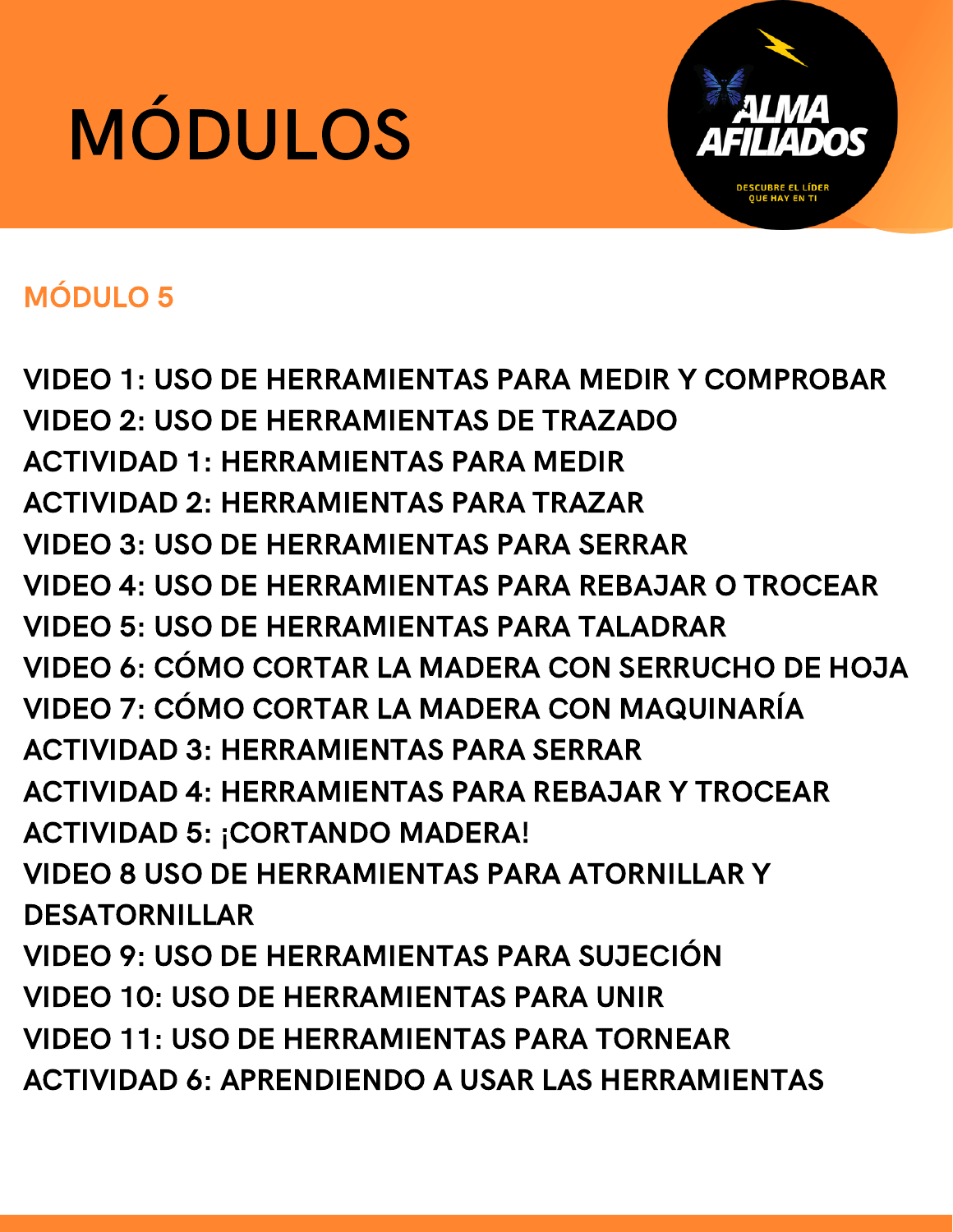# MÓDULOS

## MÓDULO 5

VIDEO 1: USO DE HERRAMIENTAS PARA MEDIR Y COMPROBAR
VIDEO 2: USO DE HERRAMIENTAS DE TRAZADO
ACTIVIDAD 1: HERRAMIENTAS PARA MEDIR
ACTIVIDAD 2: HERRAMIENTAS PARA TRAZAR
VIDEO 3: USO DE HERRAMIENTAS PARA SERRAR
VIDEO 4: USO DE HERRAMIENTAS PARA REBAJAR O TROCEAR
VIDEO 5: USO DE HERRAMIENTAS PARA TALADRAR
VIDEO 6: CÓMO CORTAR LA MADERA CON SERRUCHO DE HOJA
VIDEO 7: CÓMO CORTAR LA MADERA CON MAQUINARÍA
ACTIVIDAD 3: HERRAMIENTAS PARA SERRAR
ACTIVIDAD 4: HERRAMIENTAS PARA REBAJAR Y TROCEAR
ACTIVIDAD 5: ¡CORTANDO MADERA!
VIDEO 8 USO DE HERRAMIENTAS PARA ATORNILLAR Y DESATORNILLAR
VIDEO 9: USO DE HERRAMIENTAS PARA SUJECIÓN
VIDEO 10: USO DE HERRAMIENTAS PARA UNIR
VIDEO 11: USO DE HERRAMIENTAS PARA TORNEAR
ACTIVIDAD 6: APRENDIENDO A USAR LAS HERRAMIENTAS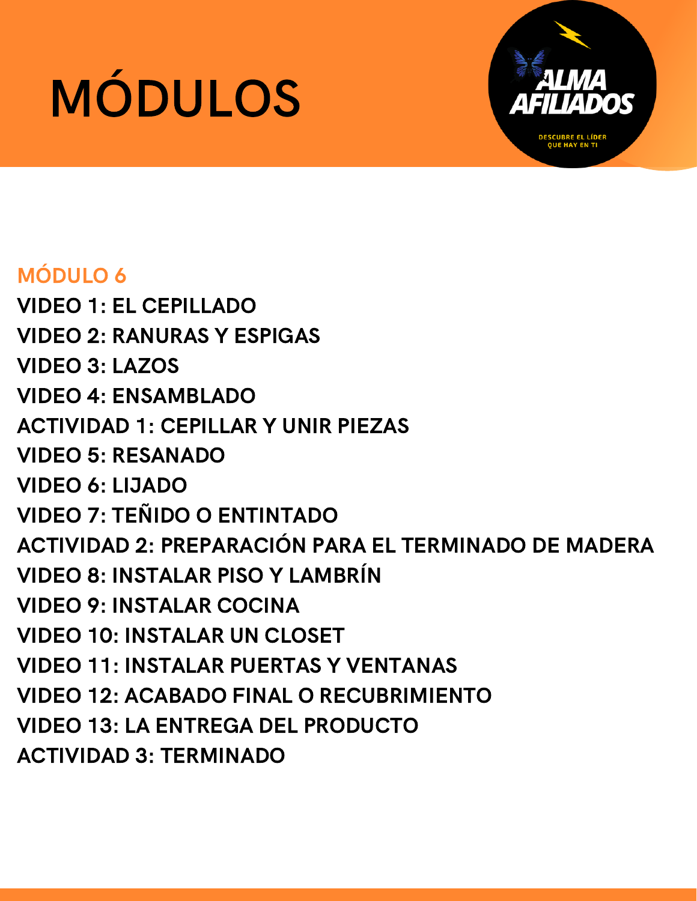# MÓDULOS

ALMA AFILIADOS

DESCUBRE EL LÍDER QUE HAY EN TI

## MÓDULO 6

**VIDEO 1: EL CEPILLADO**
**VIDEO 2: RANURAS Y ESPIGAS**
**VIDEO 3: LAZOS**
**VIDEO 4: ENSAMBLADO**
**ACTIVIDAD 1: CEPILLAR Y UNIR PIEZAS**
**VIDEO 5: RESANADO**
**VIDEO 6: LIJADO**
**VIDEO 7: TEÑIDO O ENTINTADO**
**ACTIVIDAD 2: PREPARACIÓN PARA EL TERMINADO DE MADERA**
**VIDEO 8: INSTALAR PISO Y LAMBRÍN**
**VIDEO 9: INSTALAR COCINA**
**VIDEO 10: INSTALAR UN CLOSET**
**VIDEO 11: INSTALAR PUERTAS Y VENTANAS**
**VIDEO 12: ACABADO FINAL O RECUBRIMIENTO**
**VIDEO 13: LA ENTREGA DEL PRODUCTO**
**ACTIVIDAD 3: TERMINADO**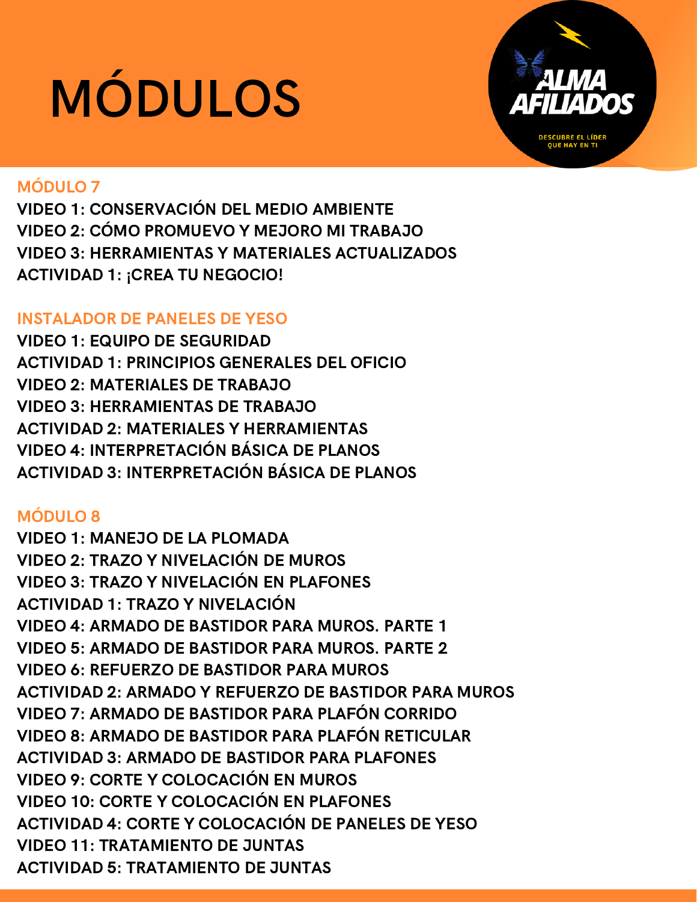# MÓDULOS

ALMA AFILIADOS

DESCUBRE EL LÍDER QUE HAY EN TI

## MÓDULO 7

VIDEO 1: CONSERVACIÓN DEL MEDIO AMBIENTE
VIDEO 2: CÓMO PROMUEVO Y MEJORO MI TRABAJO
VIDEO 3: HERRAMIENTAS Y MATERIALES ACTUALIZADOS
ACTIVIDAD 1: ¡CREA TU NEGOCIO!

## INSTALADOR DE PANELES DE YESO

VIDEO 1: EQUIPO DE SEGURIDAD
ACTIVIDAD 1: PRINCIPIOS GENERALES DEL OFICIO
VIDEO 2: MATERIALES DE TRABAJO
VIDEO 3: HERRAMIENTAS DE TRABAJO
ACTIVIDAD 2: MATERIALES Y HERRAMIENTAS
VIDEO 4: INTERPRETACIÓN BÁSICA DE PLANOS
ACTIVIDAD 3: INTERPRETACIÓN BÁSICA DE PLANOS

## MÓDULO 8

VIDEO 1: MANEJO DE LA PLOMADA
VIDEO 2: TRAZO Y NIVELACIÓN DE MUROS
VIDEO 3: TRAZO Y NIVELACIÓN EN PLAFONES
ACTIVIDAD 1: TRAZO Y NIVELACIÓN
VIDEO 4: ARMADO DE BASTIDOR PARA MUROS. PARTE 1
VIDEO 5: ARMADO DE BASTIDOR PARA MUROS. PARTE 2
VIDEO 6: REFUERZO DE BASTIDOR PARA MUROS
ACTIVIDAD 2: ARMADO Y REFUERZO DE BASTIDOR PARA MUROS
VIDEO 7: ARMADO DE BASTIDOR PARA PLAFÓN CORRIDO
VIDEO 8: ARMADO DE BASTIDOR PARA PLAFÓN RETICULAR
ACTIVIDAD 3: ARMADO DE BASTIDOR PARA PLAFONES
VIDEO 9: CORTE Y COLOCACIÓN EN MUROS
VIDEO 10: CORTE Y COLOCACIÓN EN PLAFONES
ACTIVIDAD 4: CORTE Y COLOCACIÓN DE PANELES DE YESO
VIDEO 11: TRATAMIENTO DE JUNTAS
ACTIVIDAD 5: TRATAMIENTO DE JUNTAS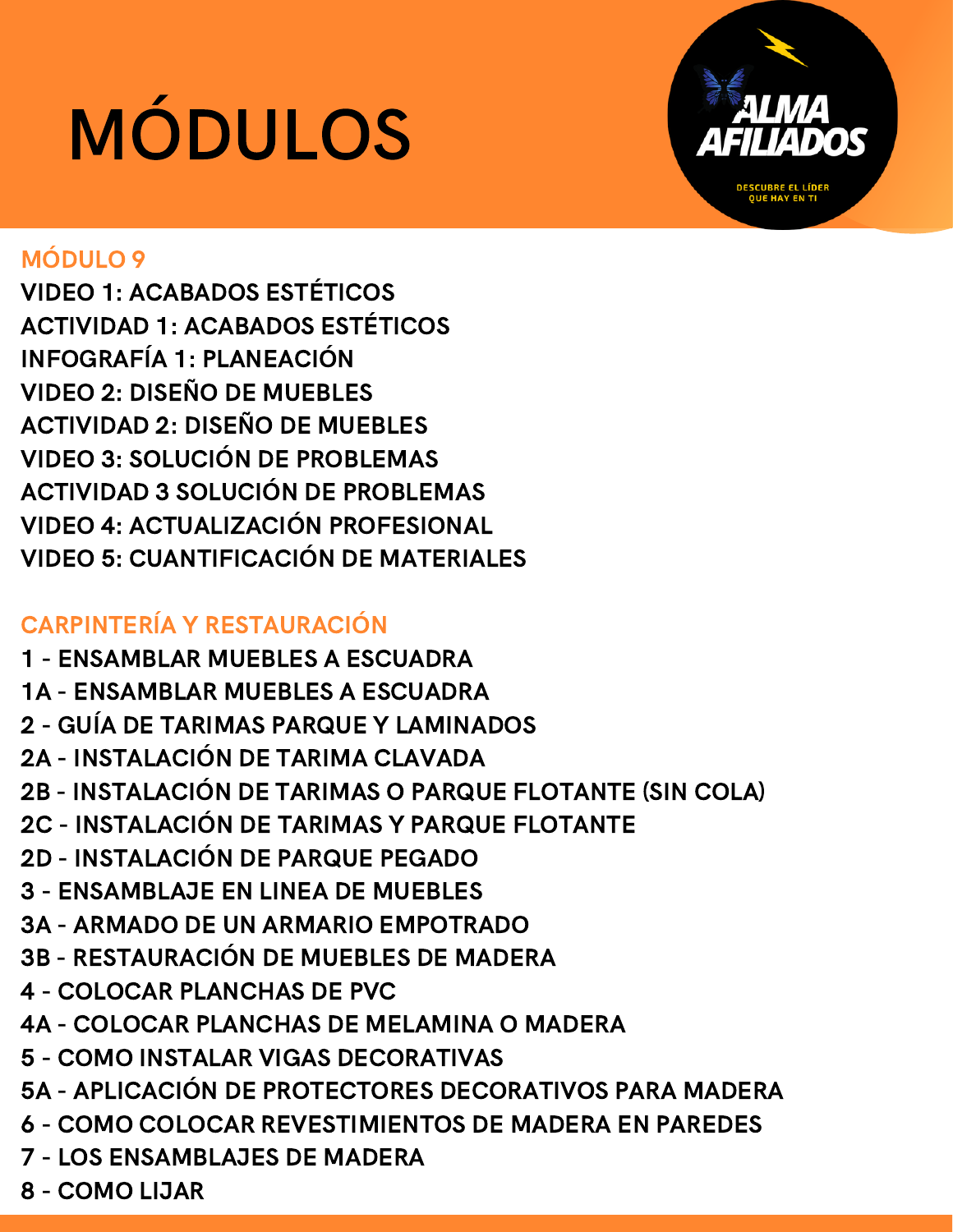# MÓDULOS

ALMA AFILIADOS

DESCUBRE EL LÍDER QUE HAY EN TI

## MÓDULO 9

VIDEO 1: ACABADOS ESTÉTICOS
ACTIVIDAD 1: ACABADOS ESTÉTICOS
INFOGRAFÍA 1: PLANEACIÓN
VIDEO 2: DISEÑO DE MUEBLES
ACTIVIDAD 2: DISEÑO DE MUEBLES
VIDEO 3: SOLUCIÓN DE PROBLEMAS
ACTIVIDAD 3 SOLUCIÓN DE PROBLEMAS
VIDEO 4: ACTUALIZACIÓN PROFESIONAL
VIDEO 5: CUANTIFICACIÓN DE MATERIALES

## CARPINTERÍA Y RESTAURACIÓN

1 - ENSAMBLAR MUEBLES A ESCUADRA
1A - ENSAMBLAR MUEBLES A ESCUADRA
2 - GUÍA DE TARIMAS PARQUE Y LAMINADOS
2A - INSTALACIÓN DE TARIMA CLAVADA
2B - INSTALACIÓN DE TARIMAS O PARQUE FLOTANTE (SIN COLA)
2C - INSTALACIÓN DE TARIMAS Y PARQUE FLOTANTE
2D - INSTALACIÓN DE PARQUE PEGADO
3 - ENSAMBLAJE EN LINEA DE MUEBLES
3A - ARMADO DE UN ARMARIO EMPOTRADO
3B - RESTAURACIÓN DE MUEBLES DE MADERA
4 - COLOCAR PLANCHAS DE PVC
4A - COLOCAR PLANCHAS DE MELAMINA O MADERA
5 - COMO INSTALAR VIGAS DECORATIVAS
5A - APLICACIÓN DE PROTECTORES DECORATIVOS PARA MADERA
6 - COMO COLOCAR REVESTIMIENTOS DE MADERA EN PAREDES
7 - LOS ENSAMBLAJES DE MADERA
8 - COMO LIJAR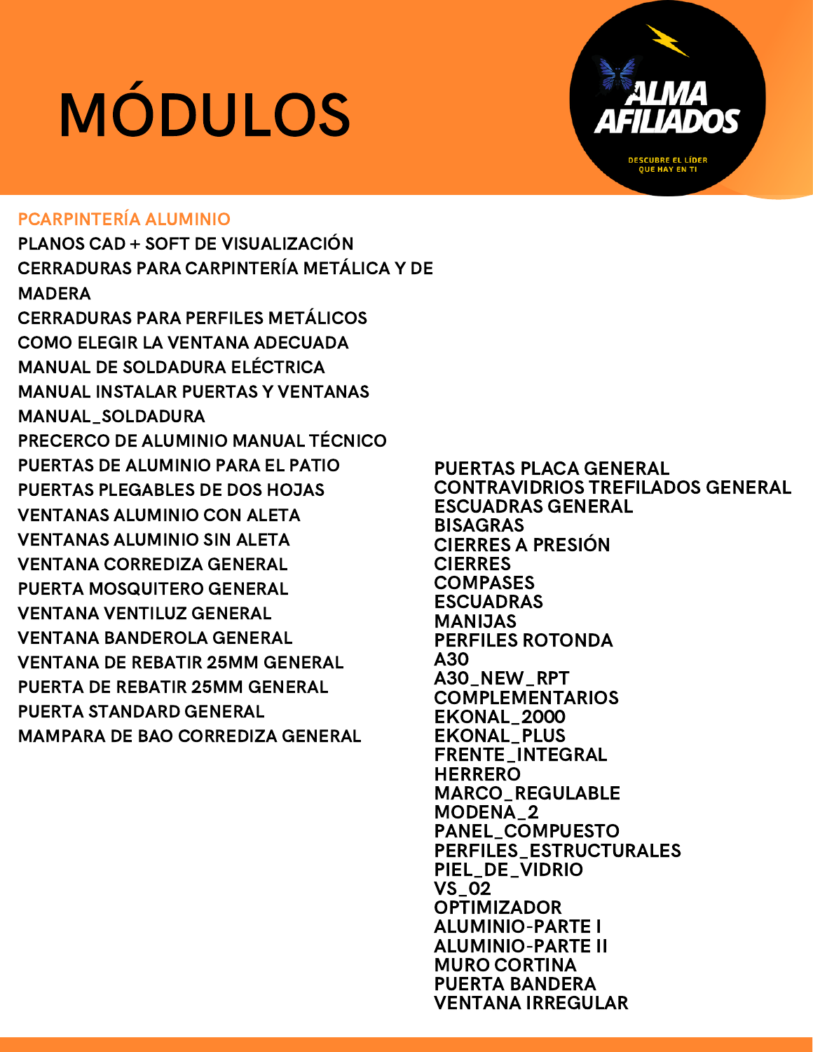# MÓDULOS

ALMA AFILIADOS

DESCUBRE EL LÍDER QUE HAY EN TI

## PCARPINTERÍA ALUMINIO

PLANOS CAD + SOFT DE VISUALIZACIÓN
CERRADURAS PARA CARPINTERÍA METÁLICA Y DE MADERA
CERRADURAS PARA PERFILES METÁLICOS
COMO ELEGIR LA VENTANA ADECUADA
MANUAL DE SOLDADURA ELÉCTRICA
MANUAL INSTALAR PUERTAS Y VENTANAS
MANUAL_SOLDADURA
PRECERCO DE ALUMINIO MANUAL TÉCNICO
PUERTAS DE ALUMINIO PARA EL PATIO
PUERTAS PLEGABLES DE DOS HOJAS
VENTANAS ALUMINIO CON ALETA
VENTANAS ALUMINIO SIN ALETA
VENTANA CORREDIZA GENERAL
PUERTA MOSQUITERO GENERAL
VENTANA VENTILUZ GENERAL
VENTANA BANDEROLA GENERAL
VENTANA DE REBATIR 25MM GENERAL
PUERTA DE REBATIR 25MM GENERAL
PUERTA STANDARD GENERAL
MAMPARA DE BAO CORREDIZA GENERAL
PUERTAS PLACA GENERAL
CONTRAVIDRIOS TREFILADOS GENERAL
ESCUADRAS GENERAL
BISAGRAS
CIERRES A PRESIÓN
CIERRES
COMPASES
ESCUADRAS
MANIJAS
PERFILES ROTONDA
A30
A30_NEW_RPT
COMPLEMENTARIOS
EKONAL_2000
EKONAL_PLUS
FRENTE_INTEGRAL
HERRERO
MARCO_REGULABLE
MODENA_2
PANEL_COMPUESTO
PERFILES_ESTRUCTURALES
PIEL_DE_VIDRIO
VS_02
OPTIMIZADOR
ALUMINIO-PARTE I
ALUMINIO-PARTE II
MURO CORTINA
PUERTA BANDERA
VENTANA IRREGULAR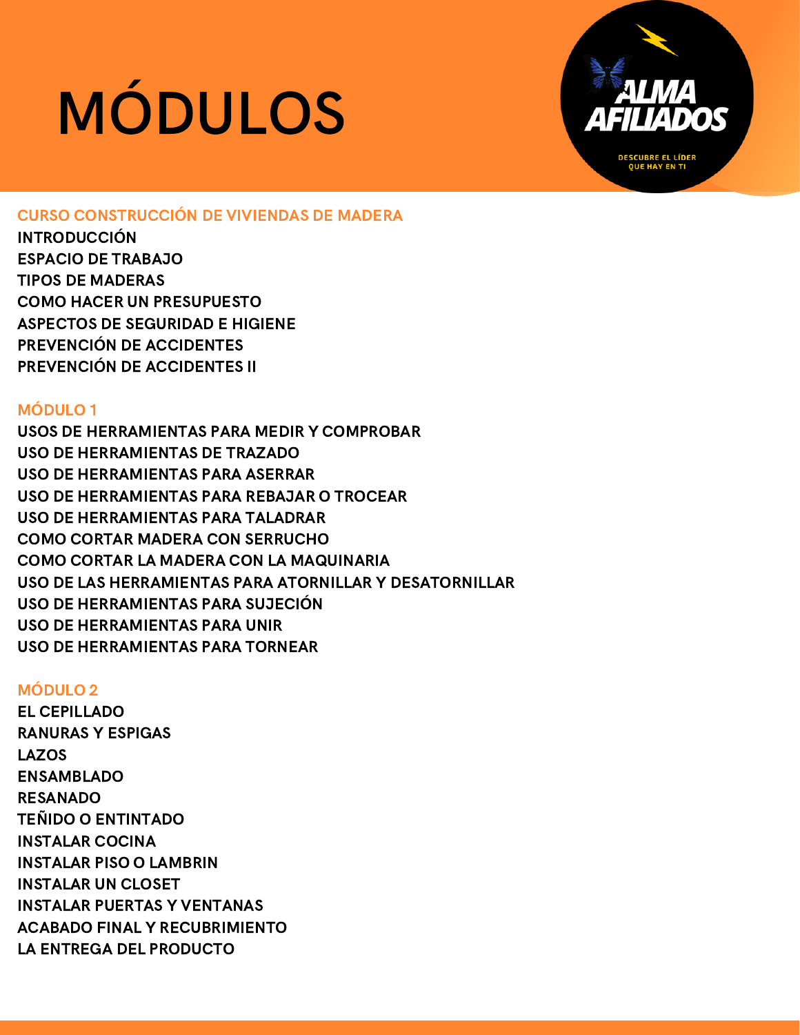# MÓDULOS

ALMA AFILIADOS

DESCUBRE EL LÍDER QUE HAY EN TI

## CURSO CONSTRUCCIÓN DE VIVIENDAS DE MADERA

INTRODUCCIÓN
ESPACIO DE TRABAJO
TIPOS DE MADERAS
COMO HACER UN PRESUPUESTO
ASPECTOS DE SEGURIDAD E HIGIENE
PREVENCIÓN DE ACCIDENTES
PREVENCIÓN DE ACCIDENTES II

## MÓDULO 1

USOS DE HERRAMIENTAS PARA MEDIR Y COMPROBAR
USO DE HERRAMIENTAS DE TRAZADO
USO DE HERRAMIENTAS PARA ASERRAR
USO DE HERRAMIENTAS PARA REBAJAR O TROCEAR
USO DE HERRAMIENTAS PARA TALADRAR
COMO CORTAR MADERA CON SERRUCHO
COMO CORTAR LA MADERA CON LA MAQUINARIA
USO DE LAS HERRAMIENTAS PARA ATORNILLAR Y DESATORNILLAR
USO DE HERRAMIENTAS PARA SUJECIÓN
USO DE HERRAMIENTAS PARA UNIR
USO DE HERRAMIENTAS PARA TORNEAR

## MÓDULO 2

EL CEPILLADO
RANURAS Y ESPIGAS
LAZOS
ENSAMBLADO
RESANADO
TEÑIDO O ENTINTADO
INSTALAR COCINA
INSTALAR PISO O LAMBRIN
INSTALAR UN CLOSET
INSTALAR PUERTAS Y VENTANAS
ACABADO FINAL Y RECUBRIMIENTO
LA ENTREGA DEL PRODUCTO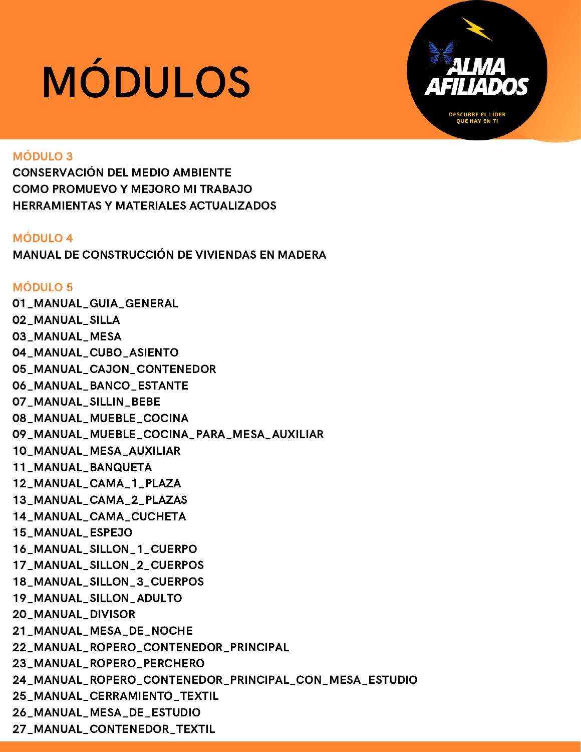# MÓDULOS

ALMA AFILIADOS

DESCUBRE EL LÍDER QUE HAY EN TI

## MÓDULO 3

CONSERVACIÓN DEL MEDIO AMBIENTE
COMO PROMUEVO Y MEJORO MI TRABAJO
HERRAMIENTAS Y MATERIALES ACTUALIZADOS

## MÓDULO 4

MANUAL DE CONSTRUCCIÓN DE VIVIENDAS EN MADERA

## MÓDULO 5

01_MANUAL_GUIA_GENERAL
02_MANUAL_SILLA
03_MANUAL_MESA
04_MANUAL_CUBO_ASIENTO
05_MANUAL_CAJON_CONTENEDOR
06_MANUAL_BANCO_ESTANTE
07_MANUAL_SILLIN_BEBE
08_MANUAL_MUEBLE_COCINA
09_MANUAL_MUEBLE_COCINA_PARA_MESA_AUXILIAR
10_MANUAL_MESA_AUXILIAR
11_MANUAL_BANQUETA
12_MANUAL_CAMA_1_PLAZA
13_MANUAL_CAMA_2_PLAZAS
14_MANUAL_CAMA_CUCHETA
15_MANUAL_ESPEJO
16_MANUAL_SILLON_1_CUERPO
17_MANUAL_SILLON_2_CUERPOS
18_MANUAL_SILLON_3_CUERPOS
19_MANUAL_SILLON_ADULTO
20_MANUAL_DIVISOR
21_MANUAL_MESA_DE_NOCHE
22_MANUAL_ROPERO_CONTENEDOR_PRINCIPAL
23_MANUAL_ROPERO_PERCHERO
24_MANUAL_ROPERO_CONTENEDOR_PRINCIPAL_CON_MESA_ESTUDIO
25_MANUAL_CERRAMIENTO_TEXTIL
26_MANUAL_MESA_DE_ESTUDIO
27_MANUAL_CONTENEDOR_TEXTIL